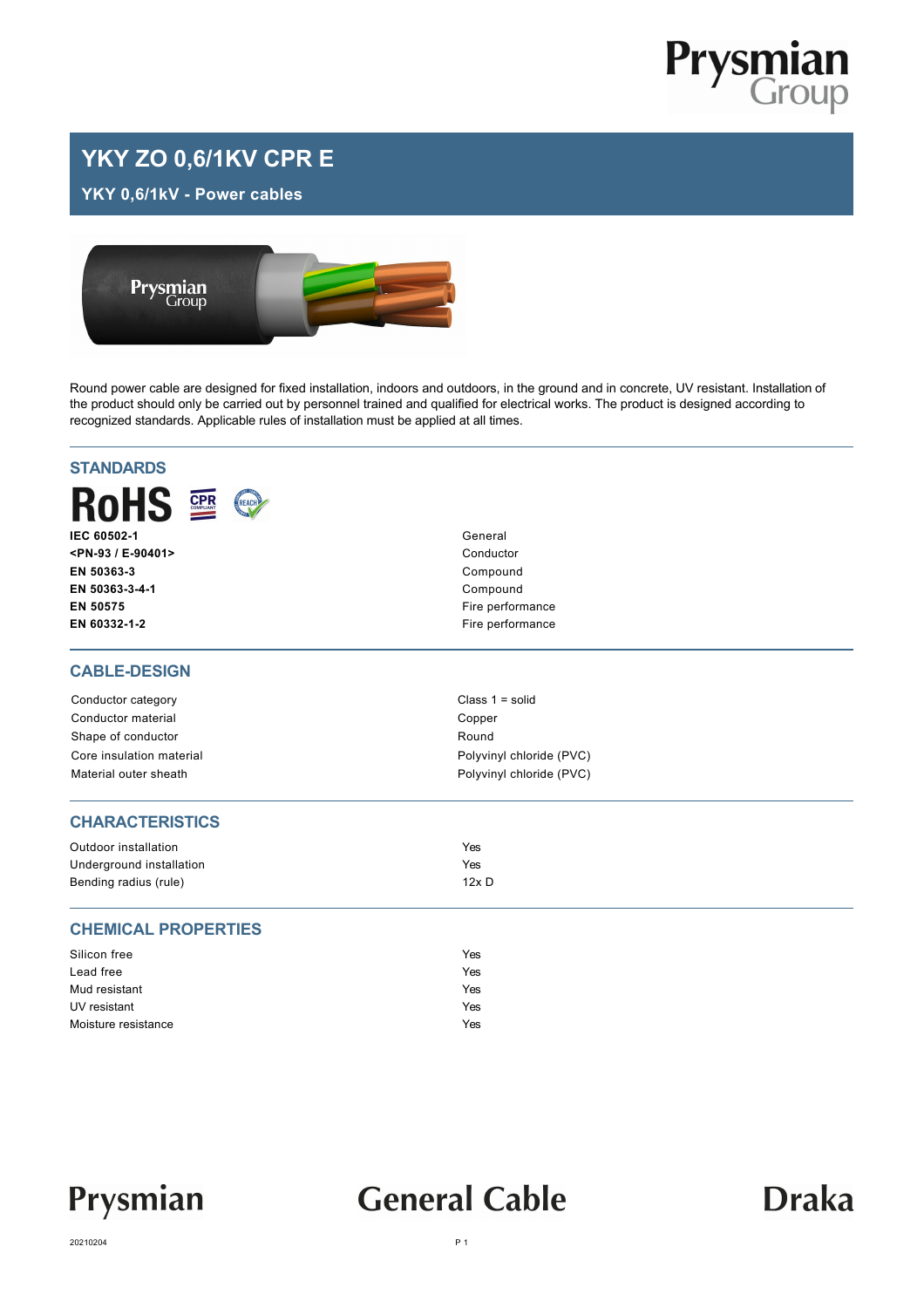# YKY ZO 0,6/1KV CPR E

## YKY 0,6/1kV - Power cables

Round power cable are designed for fixed installation, indoors and outdoors, in the ground and in concrete, UV resistant. Installation of the product should only be carried out by personnel trained and qualified for electrical works. The product is designed according to recognized standards. Applicable rules of installation must be applied at all times.

## STANDARDS

| | |
|---|---|
| **IEC 60502-1** | General |
| **<PN-93 / E-90401>** | Conductor |
| **EN 50363-3** | Compound |
| **EN 50363-3-4-1** | Compound |
| **EN 50575** | Fire performance |
| **EN 60332-1-2** | Fire performance |

## CABLE-DESIGN

| | |
|---|---|
| Conductor category | Class 1 = solid |
| Conductor material | Copper |
| Shape of conductor | Round |
| Core insulation material | Polyvinyl chloride (PVC) |
| Material outer sheath | Polyvinyl chloride (PVC) |

## CHARACTERISTICS

| | |
|---|---|
| Outdoor installation | Yes |
| Underground installation | Yes |
| Bending radius (rule) | 12x D |

## CHEMICAL PROPERTIES

| | |
|---|---|
| Silicon free | Yes |
| Lead free | Yes |
| Mud resistant | Yes |
| UV resistant | Yes |
| Moisture resistance | Yes |

20210204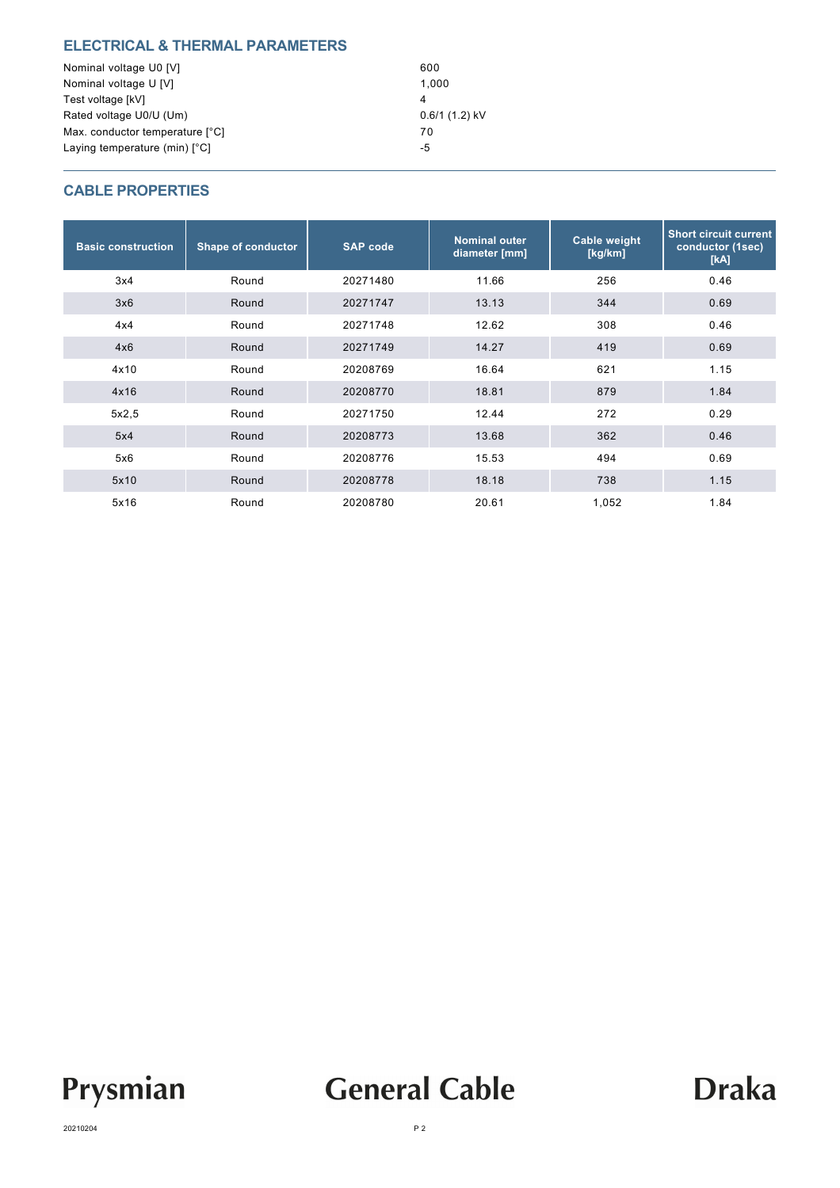## ELECTRICAL & THERMAL PARAMETERS

| | |
|---|---|
| Nominal voltage U0 [V] | 600 |
| Nominal voltage U [V] | 1,000 |
| Test voltage [kV] | 4 |
| Rated voltage U0/U (Um) | 0.6/1 (1.2) kV |
| Max. conductor temperature [°C] | 70 |
| Laying temperature (min) [°C] | -5 |

## CABLE PROPERTIES

| Basic construction | Shape of conductor | SAP code | Nominal outer diameter [mm] | Cable weight [kg/km] | Short circuit current conductor (1sec) [kA] |
|---|---|---|---|---|---|
| 3x4 | Round | 20271480 | 11.66 | 256 | 0.46 |
| 3x6 | Round | 20271747 | 13.13 | 344 | 0.69 |
| 4x4 | Round | 20271748 | 12.62 | 308 | 0.46 |
| 4x6 | Round | 20271749 | 14.27 | 419 | 0.69 |
| 4x10 | Round | 20208769 | 16.64 | 621 | 1.15 |
| 4x16 | Round | 20208770 | 18.81 | 879 | 1.84 |
| 5x2,5 | Round | 20271750 | 12.44 | 272 | 0.29 |
| 5x4 | Round | 20208773 | 13.68 | 362 | 0.46 |
| 5x6 | Round | 20208776 | 15.53 | 494 | 0.69 |
| 5x10 | Round | 20208778 | 18.18 | 738 | 1.15 |
| 5x16 | Round | 20208780 | 20.61 | 1,052 | 1.84 |

Prysmian General Cable Draka

20210204